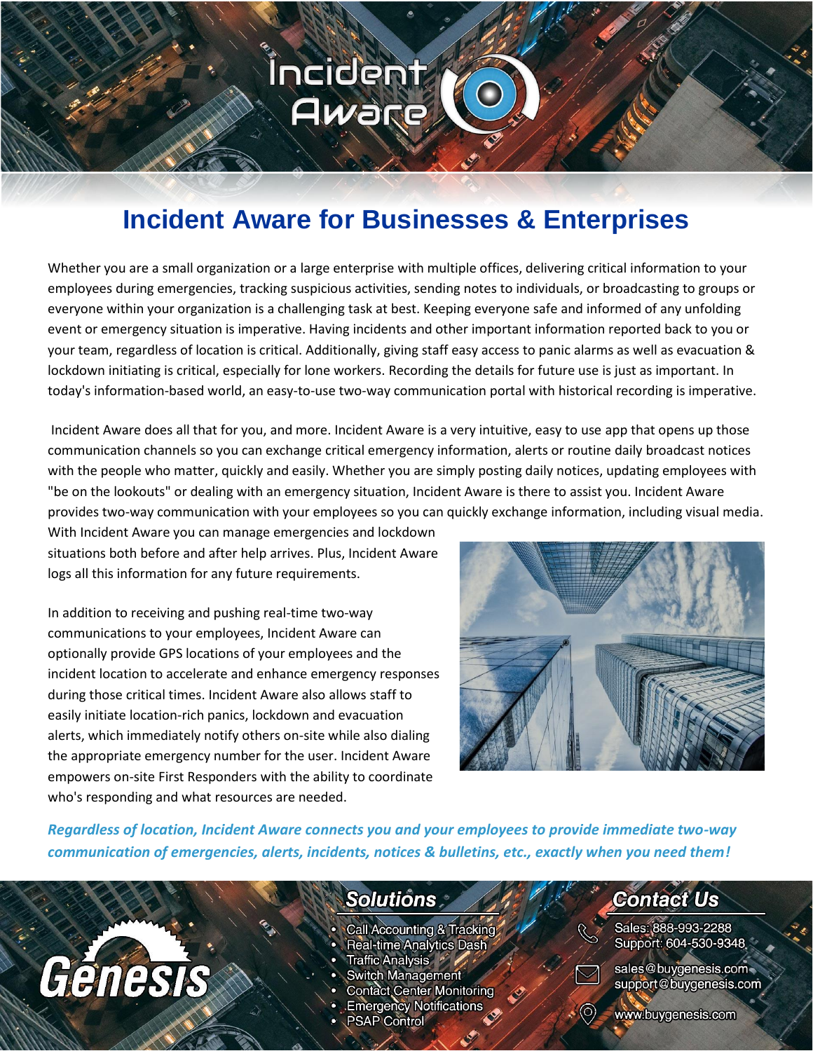# Incident Aware for Businesses & Enterprises

Whether you are a small organization or a large enterprise with multiple offices, delivering critical information to your employees during emergencies, tracking suspicious activities, sending notes to individuals, or broadcasting to groups or everyone within your organization is a challenging task at best. Keeping everyone safe and informed of any unfolding event or emergency situation is imperative. Having incidents and other important information reported back to you or your team, regardless of location is critical. Additionally, giving staff easy access to panic alarms as well as evacuation & lockdown initiating is critical, especially for lone workers. Recording the details for future use is just as important. In today's information-based world, an easy-to-use two-way communication portal with historical recording is imperative.

Incident Aware does all that for you, and more. Incident Aware is a very intuitive, easy to use app that opens up those communication channels so you can exchange critical emergency information, alerts or routine daily broadcast notices with the people who matter, quickly and easily. Whether you are simply posting daily notices, updating employees with "be on the lookouts" or dealing with an emergency situation, Incident Aware is there to assist you. Incident Aware provides two-way communication with your employees so you can quickly exchange information, including visual media. With Incident Aware you can manage emergencies and lockdown situations both before and after help arrives. Plus, Incident Aware logs all this information for any future requirements.

In addition to receiving and pushing real-time two-way communications to your employees, Incident Aware can optionally provide GPS locations of your employees and the incident location to accelerate and enhance emergency responses during those critical times. Incident Aware also allows staff to easily initiate location-rich panics, lockdown and evacuation alerts, which immediately notify others on-site while also dialing the appropriate emergency number for the user. Incident Aware empowers on-site First Responders with the ability to coordinate who's responding and what resources are needed.

***Regardless of location, Incident Aware connects you and your employees to provide immediate two-way communication of emergencies, alerts, incidents, notices & bulletins, etc., exactly when you need them!***

## Solutions

- Call Accounting & Tracking
- Real-time Analytics Dash
- Traffic Analysis
- Switch Management
- Contact Center Monitoring
- Emergency Notifications
- PSAP Control

## Contact Us

Sales: 888-993-2288
Support: 604-530-9348

sales@buygenesis.com
support@buygenesis.com

www.buygenesis.com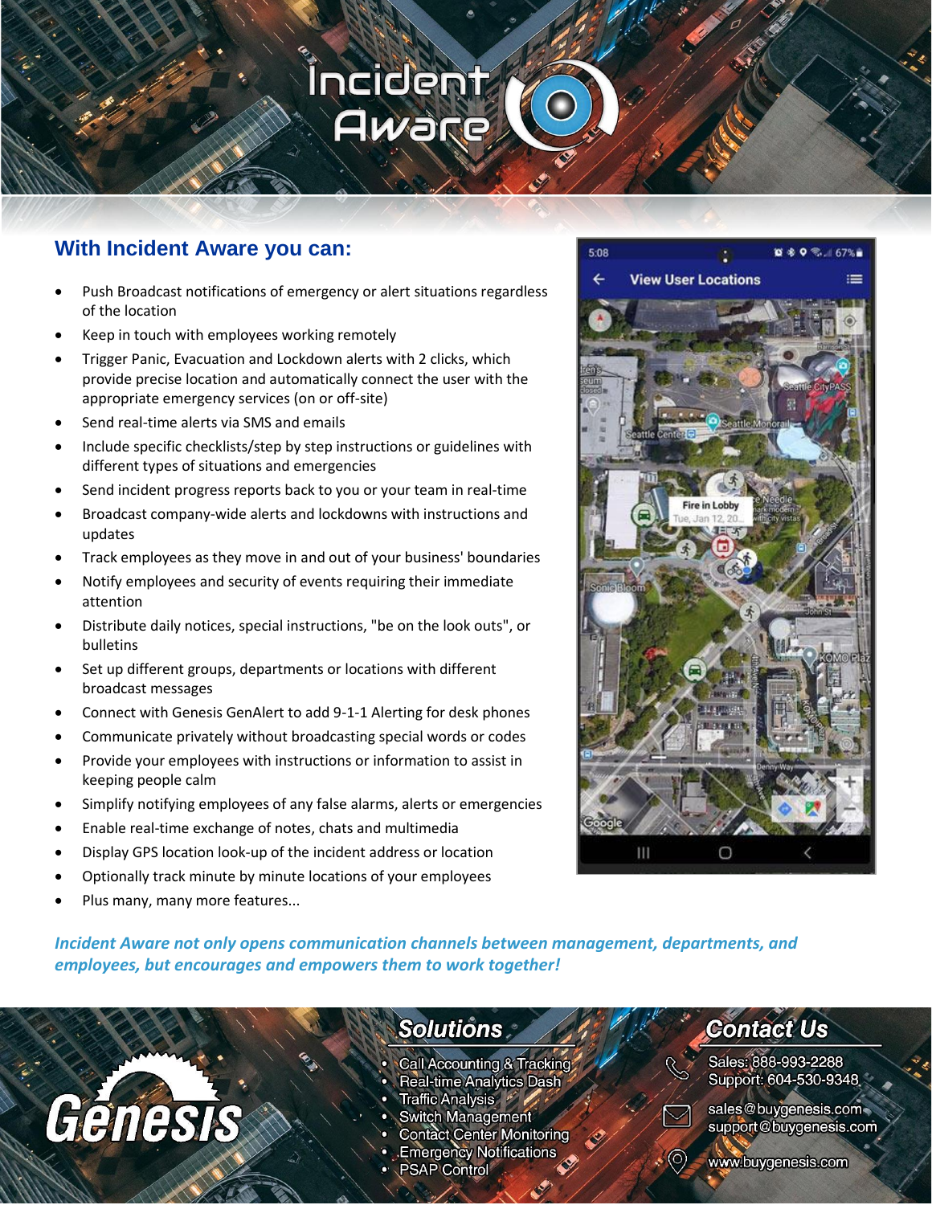# Incident Aware

## With Incident Aware you can:

- Push Broadcast notifications of emergency or alert situations regardless of the location
- Keep in touch with employees working remotely
- Trigger Panic, Evacuation and Lockdown alerts with 2 clicks, which provide precise location and automatically connect the user with the appropriate emergency services (on or off-site)
- Send real-time alerts via SMS and emails
- Include specific checklists/step by step instructions or guidelines with different types of situations and emergencies
- Send incident progress reports back to you or your team in real-time
- Broadcast company-wide alerts and lockdowns with instructions and updates
- Track employees as they move in and out of your business' boundaries
- Notify employees and security of events requiring their immediate attention
- Distribute daily notices, special instructions, "be on the look outs", or bulletins
- Set up different groups, departments or locations with different broadcast messages
- Connect with Genesis GenAlert to add 9-1-1 Alerting for desk phones
- Communicate privately without broadcasting special words or codes
- Provide your employees with instructions or information to assist in keeping people calm
- Simplify notifying employees of any false alarms, alerts or emergencies
- Enable real-time exchange of notes, chats and multimedia
- Display GPS location look-up of the incident address or location
- Optionally track minute by minute locations of your employees
- Plus many, many more features...

5:08

View User Locations

Fire in Lobby
Tue, Jan 12, 20...

***Incident Aware not only opens communication channels between management, departments, and employees, but encourages and empowers them to work together!***

Genesis

### Solutions

- Call Accounting & Tracking
- Real-time Analytics Dash
- Traffic Analysis
- Switch Management
- Contact Center Monitoring
- Emergency Notifications
- PSAP Control

### Contact Us

Sales: 888-993-2288
Support: 604-530-9348

sales@buygenesis.com
support@buygenesis.com

www.buygenesis.com